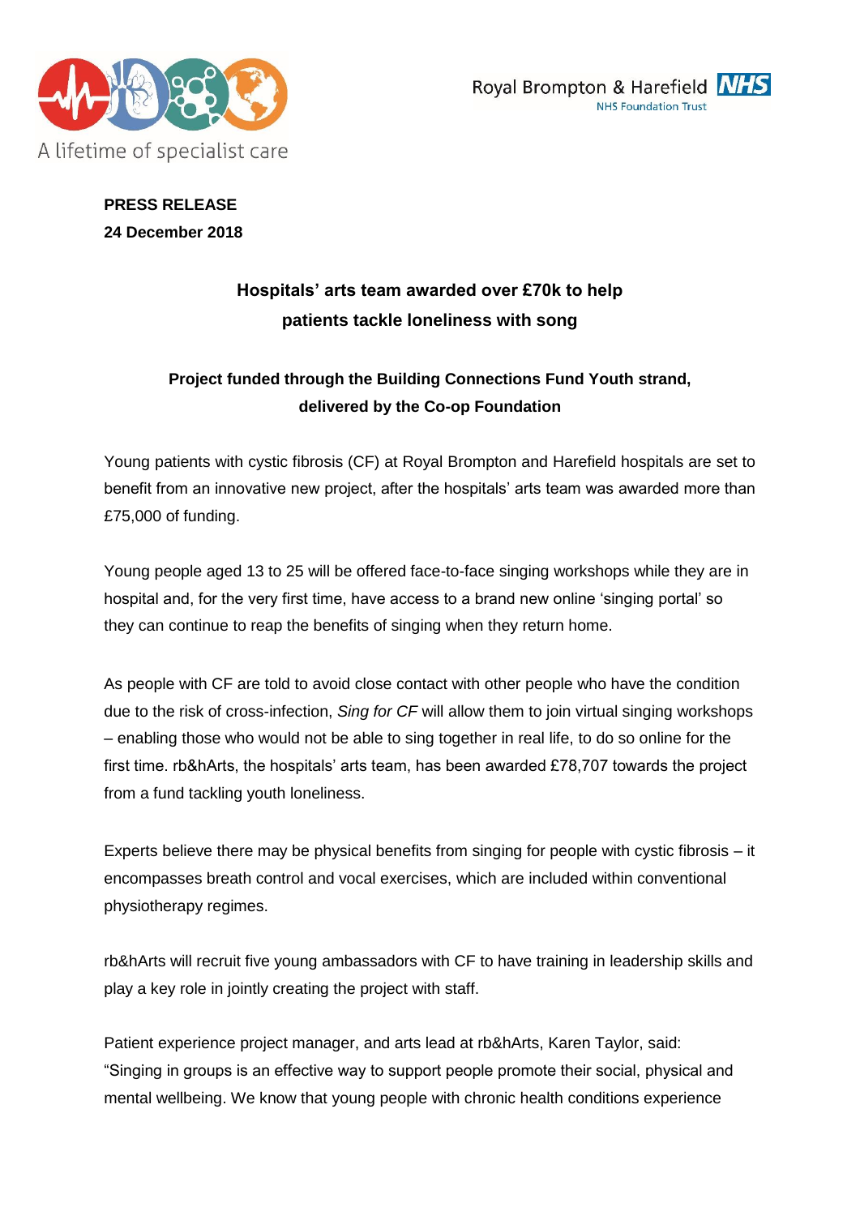A lifetime of specialist care

Royal Brompton & Harefield NHS Foundation Trust

**PRESS RELEASE**
**24 December 2018**

## Hospitals' arts team awarded over £70k to help patients tackle loneliness with song

### Project funded through the Building Connections Fund Youth strand, delivered by the Co-op Foundation

Young patients with cystic fibrosis (CF) at Royal Brompton and Harefield hospitals are set to benefit from an innovative new project, after the hospitals' arts team was awarded more than £75,000 of funding.

Young people aged 13 to 25 will be offered face-to-face singing workshops while they are in hospital and, for the very first time, have access to a brand new online 'singing portal' so they can continue to reap the benefits of singing when they return home.

As people with CF are told to avoid close contact with other people who have the condition due to the risk of cross-infection, *Sing for CF* will allow them to join virtual singing workshops – enabling those who would not be able to sing together in real life, to do so online for the first time. rb&hArts, the hospitals' arts team, has been awarded £78,707 towards the project from a fund tackling youth loneliness.

Experts believe there may be physical benefits from singing for people with cystic fibrosis – it encompasses breath control and vocal exercises, which are included within conventional physiotherapy regimes.

rb&hArts will recruit five young ambassadors with CF to have training in leadership skills and play a key role in jointly creating the project with staff.

Patient experience project manager, and arts lead at rb&hArts, Karen Taylor, said: "Singing in groups is an effective way to support people promote their social, physical and mental wellbeing. We know that young people with chronic health conditions experience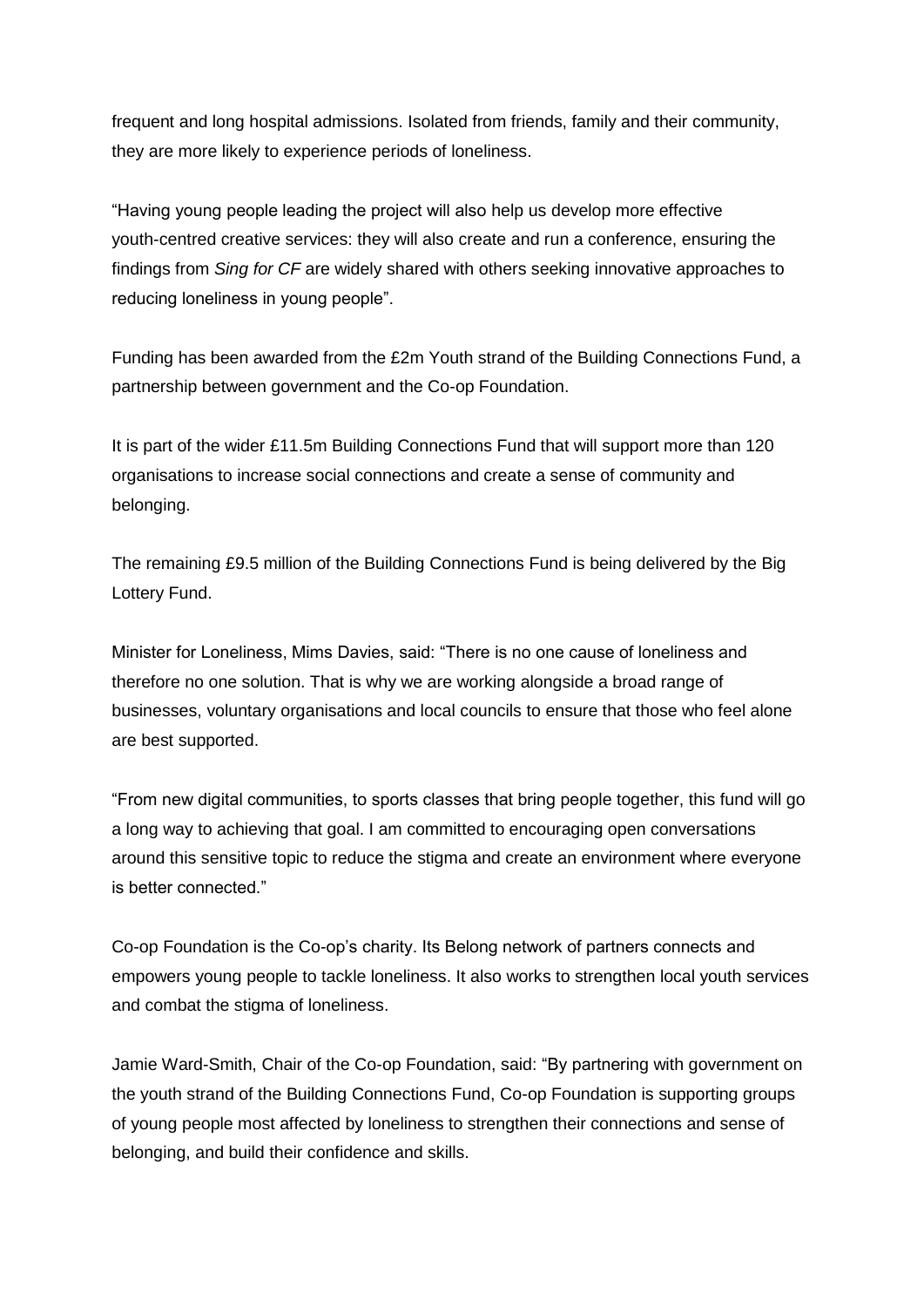frequent and long hospital admissions. Isolated from friends, family and their community, they are more likely to experience periods of loneliness.

"Having young people leading the project will also help us develop more effective youth-centred creative services: they will also create and run a conference, ensuring the findings from *Sing for CF* are widely shared with others seeking innovative approaches to reducing loneliness in young people".

Funding has been awarded from the £2m Youth strand of the Building Connections Fund, a partnership between government and the Co-op Foundation.

It is part of the wider £11.5m Building Connections Fund that will support more than 120 organisations to increase social connections and create a sense of community and belonging.

The remaining £9.5 million of the Building Connections Fund is being delivered by the Big Lottery Fund.

Minister for Loneliness, Mims Davies, said: "There is no one cause of loneliness and therefore no one solution. That is why we are working alongside a broad range of businesses, voluntary organisations and local councils to ensure that those who feel alone are best supported.

"From new digital communities, to sports classes that bring people together, this fund will go a long way to achieving that goal. I am committed to encouraging open conversations around this sensitive topic to reduce the stigma and create an environment where everyone is better connected."

Co-op Foundation is the Co-op's charity. Its Belong network of partners connects and empowers young people to tackle loneliness. It also works to strengthen local youth services and combat the stigma of loneliness.

Jamie Ward-Smith, Chair of the Co-op Foundation, said: "By partnering with government on the youth strand of the Building Connections Fund, Co-op Foundation is supporting groups of young people most affected by loneliness to strengthen their connections and sense of belonging, and build their confidence and skills.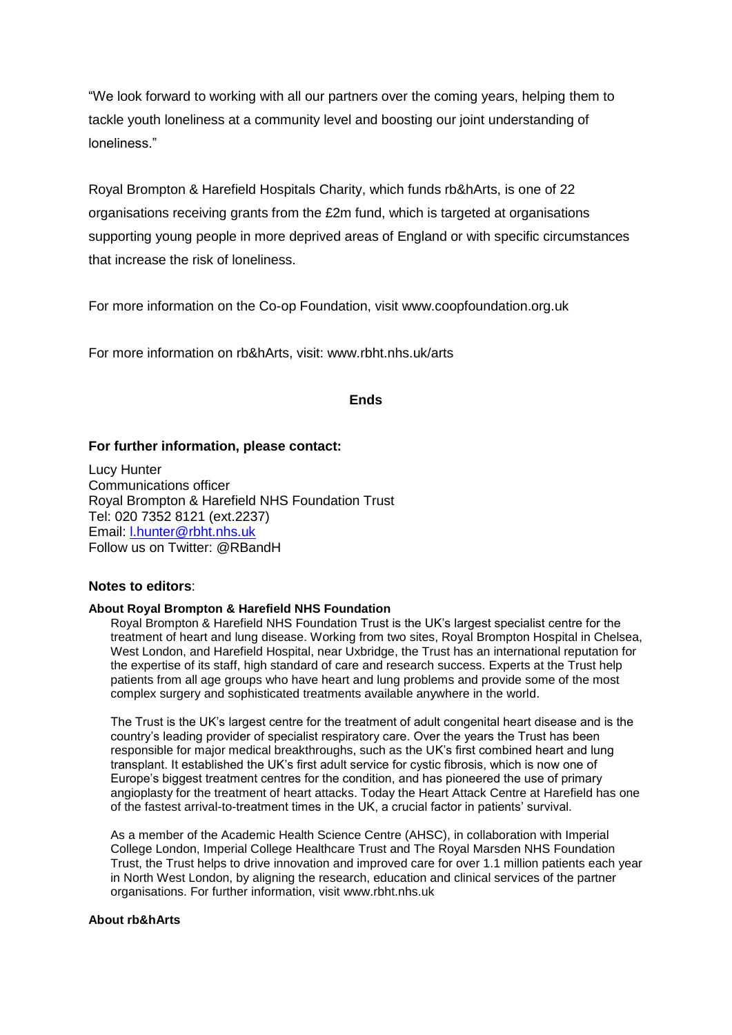"We look forward to working with all our partners over the coming years, helping them to tackle youth loneliness at a community level and boosting our joint understanding of loneliness."

Royal Brompton & Harefield Hospitals Charity, which funds rb&hArts, is one of 22 organisations receiving grants from the £2m fund, which is targeted at organisations supporting young people in more deprived areas of England or with specific circumstances that increase the risk of loneliness.

For more information on the Co-op Foundation, visit www.coopfoundation.org.uk

For more information on rb&hArts, visit: www.rbht.nhs.uk/arts

**Ends**

**For further information, please contact:**

Lucy Hunter
Communications officer
Royal Brompton & Harefield NHS Foundation Trust
Tel: 020 7352 8121 (ext.2237)
Email: l.hunter@rbht.nhs.uk
Follow us on Twitter: @RBandH

**Notes to editors**:

**About Royal Brompton & Harefield NHS Foundation**

Royal Brompton & Harefield NHS Foundation Trust is the UK's largest specialist centre for the treatment of heart and lung disease. Working from two sites, Royal Brompton Hospital in Chelsea, West London, and Harefield Hospital, near Uxbridge, the Trust has an international reputation for the expertise of its staff, high standard of care and research success. Experts at the Trust help patients from all age groups who have heart and lung problems and provide some of the most complex surgery and sophisticated treatments available anywhere in the world.

The Trust is the UK's largest centre for the treatment of adult congenital heart disease and is the country's leading provider of specialist respiratory care. Over the years the Trust has been responsible for major medical breakthroughs, such as the UK's first combined heart and lung transplant. It established the UK's first adult service for cystic fibrosis, which is now one of Europe's biggest treatment centres for the condition, and has pioneered the use of primary angioplasty for the treatment of heart attacks. Today the Heart Attack Centre at Harefield has one of the fastest arrival-to-treatment times in the UK, a crucial factor in patients' survival.

As a member of the Academic Health Science Centre (AHSC), in collaboration with Imperial College London, Imperial College Healthcare Trust and The Royal Marsden NHS Foundation Trust, the Trust helps to drive innovation and improved care for over 1.1 million patients each year in North West London, by aligning the research, education and clinical services of the partner organisations. For further information, visit www.rbht.nhs.uk

**About rb&hArts**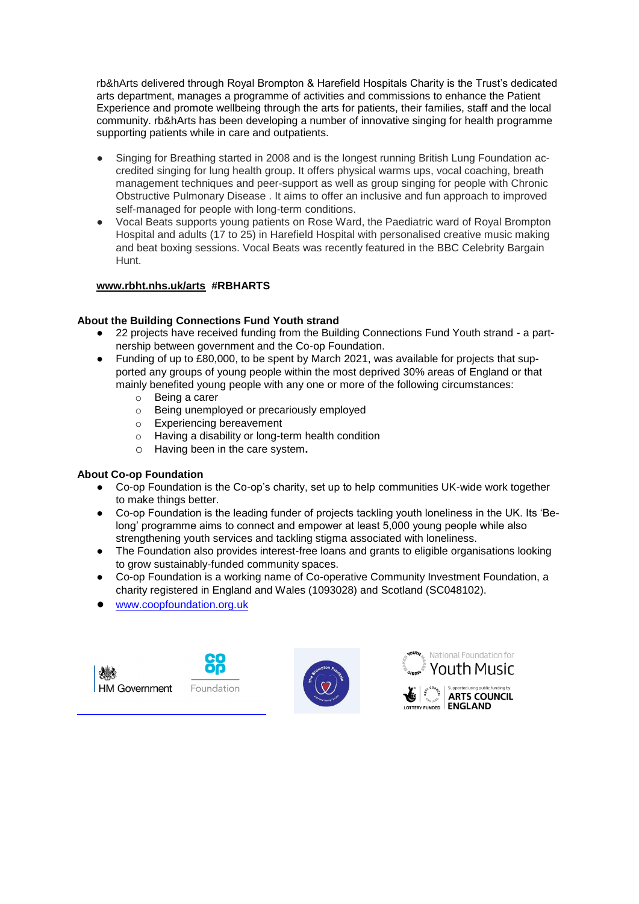rb&hArts delivered through Royal Brompton & Harefield Hospitals Charity is the Trust's dedicated arts department, manages a programme of activities and commissions to enhance the Patient Experience and promote wellbeing through the arts for patients, their families, staff and the local community. rb&hArts has been developing a number of innovative singing for health programme supporting patients while in care and outpatients.

- Singing for Breathing started in 2008 and is the longest running British Lung Foundation accredited singing for lung health group. It offers physical warms ups, vocal coaching, breath management techniques and peer-support as well as group singing for people with Chronic Obstructive Pulmonary Disease . It aims to offer an inclusive and fun approach to improved self-managed for people with long-term conditions.
- Vocal Beats supports young patients on Rose Ward, the Paediatric ward of Royal Brompton Hospital and adults (17 to 25) in Harefield Hospital with personalised creative music making and beat boxing sessions. Vocal Beats was recently featured in the BBC Celebrity Bargain Hunt.

**www.rbht.nhs.uk/arts #RBHARTS**

**About the Building Connections Fund Youth strand**

- 22 projects have received funding from the Building Connections Fund Youth strand - a partnership between government and the Co-op Foundation.
- Funding of up to £80,000, to be spent by March 2021, was available for projects that supported any groups of young people within the most deprived 30% areas of England or that mainly benefited young people with any one or more of the following circumstances:
  - Being a carer
  - Being unemployed or precariously employed
  - Experiencing bereavement
  - Having a disability or long-term health condition
  - Having been in the care system.

**About Co-op Foundation**

- Co-op Foundation is the Co-op's charity, set up to help communities UK-wide work together to make things better.
- Co-op Foundation is the leading funder of projects tackling youth loneliness in the UK. Its 'Belong' programme aims to connect and empower at least 5,000 young people while also strengthening youth services and tackling stigma associated with loneliness.
- The Foundation also provides interest-free loans and grants to eligible organisations looking to grow sustainably-funded community spaces.
- Co-op Foundation is a working name of Co-operative Community Investment Foundation, a charity registered in England and Wales (1093028) and Scotland (SC048102).
- www.coopfoundation.org.uk

HM Government | Co-op Foundation | The Brompton Fountain | National Foundation for Youth Music | Lottery Funded | Supported using public funding by Arts Council England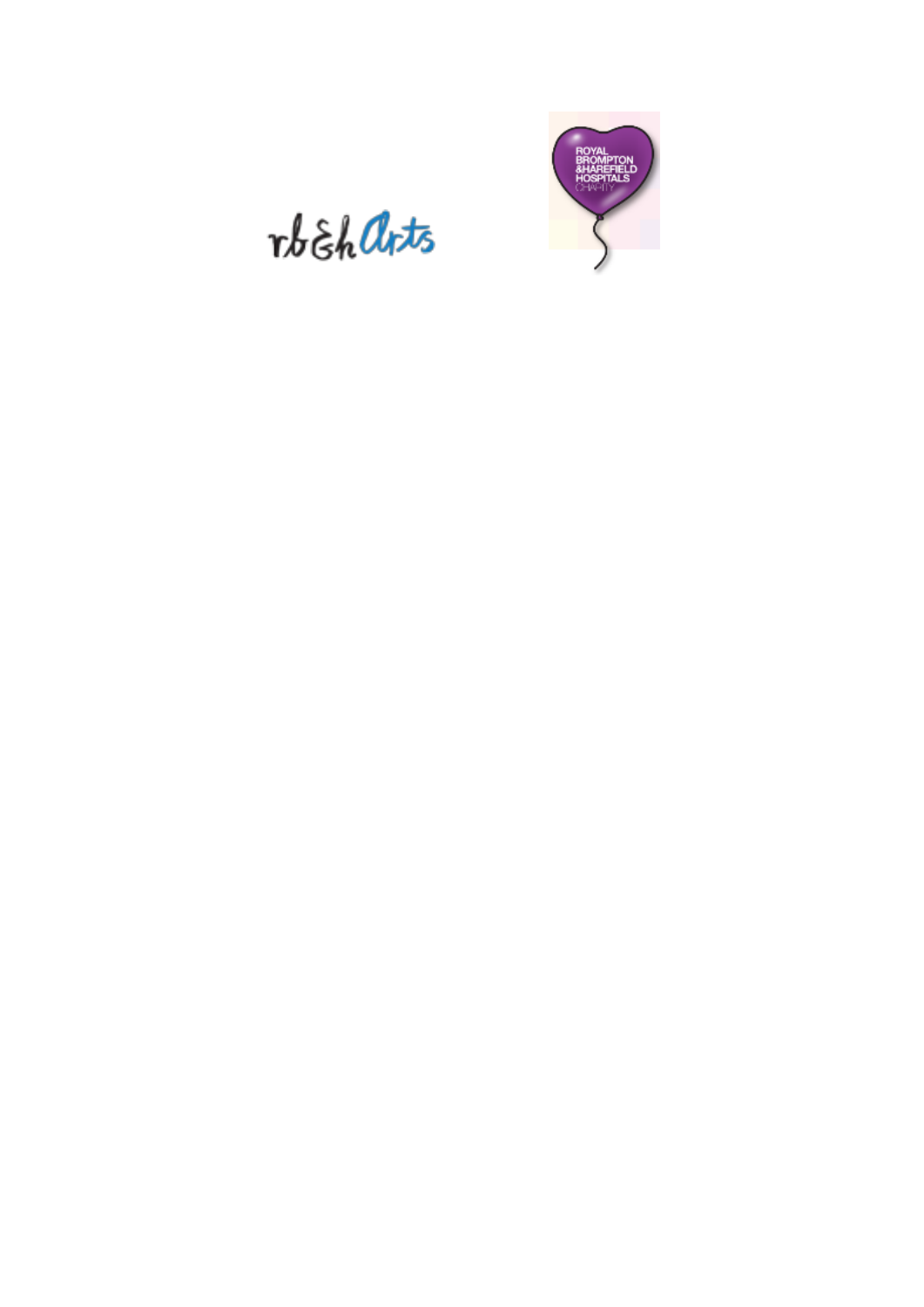rb&h Arts

ROYAL BROMPTON &HAREFIELD HOSPITALS CHARITY